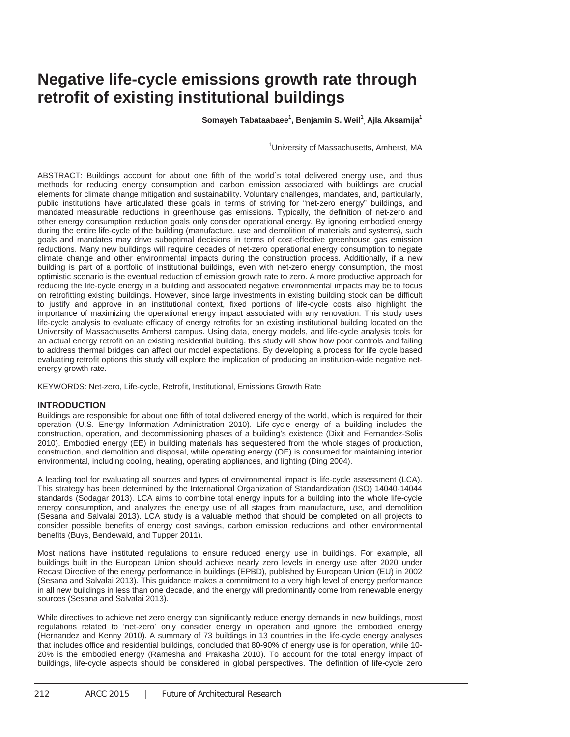# Negative life-cycle emissions growth rate through retrofit of existing institutional buildings

**Somayeh Tabataabaee[1], Benjamin S. Weil[1], Ajla Aksamija[1]**

[1]University of Massachusetts, Amherst, MA

ABSTRACT: Buildings account for about one fifth of the world`s total delivered energy use, and thus methods for reducing energy consumption and carbon emission associated with buildings are crucial elements for climate change mitigation and sustainability. Voluntary challenges, mandates, and, particularly, public institutions have articulated these goals in terms of striving for "net-zero energy" buildings, and mandated measurable reductions in greenhouse gas emissions. Typically, the definition of net-zero and other energy consumption reduction goals only consider operational energy. By ignoring embodied energy during the entire life-cycle of the building (manufacture, use and demolition of materials and systems), such goals and mandates may drive suboptimal decisions in terms of cost-effective greenhouse gas emission reductions. Many new buildings will require decades of net-zero operational energy consumption to negate climate change and other environmental impacts during the construction process. Additionally, if a new building is part of a portfolio of institutional buildings, even with net-zero energy consumption, the most optimistic scenario is the eventual reduction of emission growth rate to zero. A more productive approach for reducing the life-cycle energy in a building and associated negative environmental impacts may be to focus on retrofitting existing buildings. However, since large investments in existing building stock can be difficult to justify and approve in an institutional context, fixed portions of life-cycle costs also highlight the importance of maximizing the operational energy impact associated with any renovation. This study uses life-cycle analysis to evaluate efficacy of energy retrofits for an existing institutional building located on the University of Massachusetts Amherst campus. Using data, energy models, and life-cycle analysis tools for an actual energy retrofit on an existing residential building, this study will show how poor controls and failing to address thermal bridges can affect our model expectations. By developing a process for life cycle based evaluating retrofit options this study will explore the implication of producing an institution-wide negative net-energy growth rate.

KEYWORDS: Net-zero, Life-cycle, Retrofit, Institutional, Emissions Growth Rate

## INTRODUCTION

Buildings are responsible for about one fifth of total delivered energy of the world, which is required for their operation (U.S. Energy Information Administration 2010). Life-cycle energy of a building includes the construction, operation, and decommissioning phases of a building's existence (Dixit and Fernandez-Solis 2010). Embodied energy (EE) in building materials has sequestered from the whole stages of production, construction, and demolition and disposal, while operating energy (OE) is consumed for maintaining interior environmental, including cooling, heating, operating appliances, and lighting (Ding 2004).

A leading tool for evaluating all sources and types of environmental impact is life-cycle assessment (LCA). This strategy has been determined by the International Organization of Standardization (ISO) 14040-14044 standards (Sodagar 2013). LCA aims to combine total energy inputs for a building into the whole life-cycle energy consumption, and analyzes the energy use of all stages from manufacture, use, and demolition (Sesana and Salvalai 2013). LCA study is a valuable method that should be completed on all projects to consider possible benefits of energy cost savings, carbon emission reductions and other environmental benefits (Buys, Bendewald, and Tupper 2011).

Most nations have instituted regulations to ensure reduced energy use in buildings. For example, all buildings built in the European Union should achieve nearly zero levels in energy use after 2020 under Recast Directive of the energy performance in buildings (EPBD), published by European Union (EU) in 2002 (Sesana and Salvalai 2013). This guidance makes a commitment to a very high level of energy performance in all new buildings in less than one decade, and the energy will predominantly come from renewable energy sources (Sesana and Salvalai 2013).

While directives to achieve net zero energy can significantly reduce energy demands in new buildings, most regulations related to 'net-zero' only consider energy in operation and ignore the embodied energy (Hernandez and Kenny 2010). A summary of 73 buildings in 13 countries in the life-cycle energy analyses that includes office and residential buildings, concluded that 80-90% of energy use is for operation, while 10-20% is the embodied energy (Ramesha and Prakasha 2010). To account for the total energy impact of buildings, life-cycle aspects should be considered in global perspectives. The definition of life-cycle zero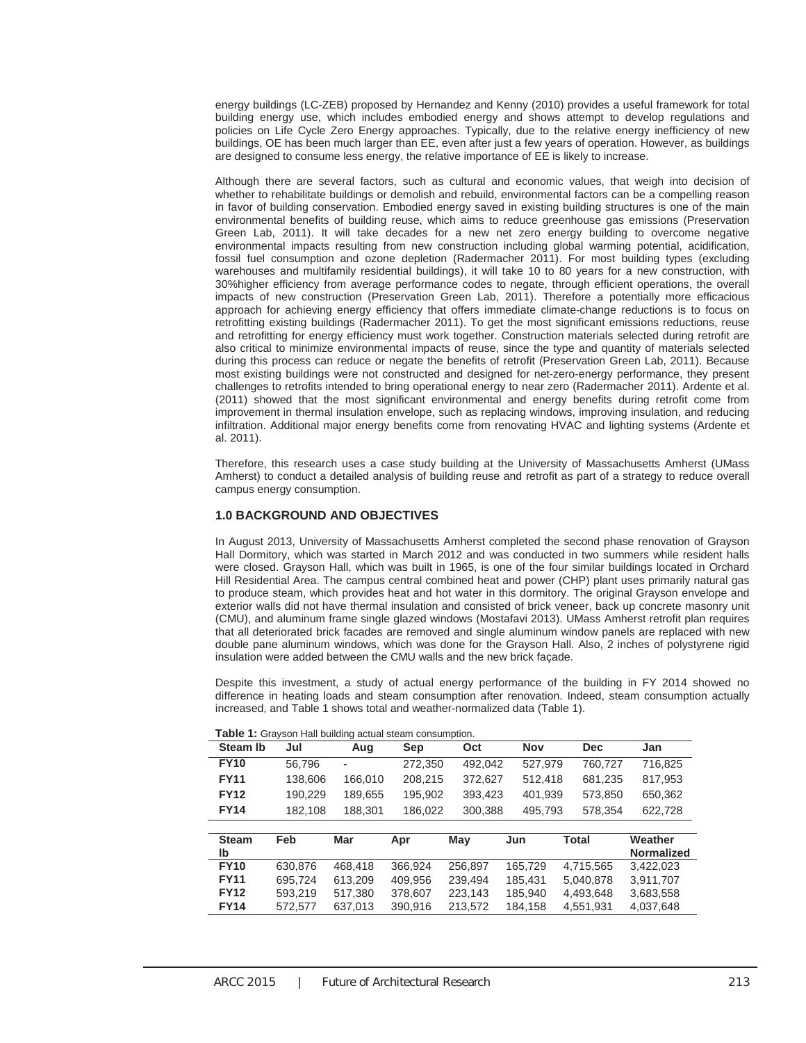energy buildings (LC-ZEB) proposed by Hernandez and Kenny (2010) provides a useful framework for total building energy use, which includes embodied energy and shows attempt to develop regulations and policies on Life Cycle Zero Energy approaches. Typically, due to the relative energy inefficiency of new buildings, OE has been much larger than EE, even after just a few years of operation. However, as buildings are designed to consume less energy, the relative importance of EE is likely to increase.

Although there are several factors, such as cultural and economic values, that weigh into decision of whether to rehabilitate buildings or demolish and rebuild, environmental factors can be a compelling reason in favor of building conservation. Embodied energy saved in existing building structures is one of the main environmental benefits of building reuse, which aims to reduce greenhouse gas emissions (Preservation Green Lab, 2011). It will take decades for a new net zero energy building to overcome negative environmental impacts resulting from new construction including global warming potential, acidification, fossil fuel consumption and ozone depletion (Radermacher 2011). For most building types (excluding warehouses and multifamily residential buildings), it will take 10 to 80 years for a new construction, with 30%higher efficiency from average performance codes to negate, through efficient operations, the overall impacts of new construction (Preservation Green Lab, 2011). Therefore a potentially more efficacious approach for achieving energy efficiency that offers immediate climate-change reductions is to focus on retrofitting existing buildings (Radermacher 2011). To get the most significant emissions reductions, reuse and retrofitting for energy efficiency must work together. Construction materials selected during retrofit are also critical to minimize environmental impacts of reuse, since the type and quantity of materials selected during this process can reduce or negate the benefits of retrofit (Preservation Green Lab, 2011). Because most existing buildings were not constructed and designed for net-zero-energy performance, they present challenges to retrofits intended to bring operational energy to near zero (Radermacher 2011). Ardente et al. (2011) showed that the most significant environmental and energy benefits during retrofit come from improvement in thermal insulation envelope, such as replacing windows, improving insulation, and reducing infiltration. Additional major energy benefits come from renovating HVAC and lighting systems (Ardente et al. 2011).

Therefore, this research uses a case study building at the University of Massachusetts Amherst (UMass Amherst) to conduct a detailed analysis of building reuse and retrofit as part of a strategy to reduce overall campus energy consumption.

## 1.0 BACKGROUND AND OBJECTIVES

In August 2013, University of Massachusetts Amherst completed the second phase renovation of Grayson Hall Dormitory, which was started in March 2012 and was conducted in two summers while resident halls were closed. Grayson Hall, which was built in 1965, is one of the four similar buildings located in Orchard Hill Residential Area. The campus central combined heat and power (CHP) plant uses primarily natural gas to produce steam, which provides heat and hot water in this dormitory. The original Grayson envelope and exterior walls did not have thermal insulation and consisted of brick veneer, back up concrete masonry unit (CMU), and aluminum frame single glazed windows (Mostafavi 2013). UMass Amherst retrofit plan requires that all deteriorated brick facades are removed and single aluminum window panels are replaced with new double pane aluminum windows, which was done for the Grayson Hall. Also, 2 inches of polystyrene rigid insulation were added between the CMU walls and the new brick façade.

Despite this investment, a study of actual energy performance of the building in FY 2014 showed no difference in heating loads and steam consumption after renovation. Indeed, steam consumption actually increased, and Table 1 shows total and weather-normalized data (Table 1).

**Table 1:** Grayson Hall building actual steam consumption.

| Steam lb | Jul | Aug | Sep | Oct | Nov | Dec | Jan |
|---|---|---|---|---|---|---|---|
| **FY10** | 56,796 | - | 272,350 | 492,042 | 527,979 | 760,727 | 716,825 |
| **FY11** | 138,606 | 166,010 | 208,215 | 372,627 | 512,418 | 681,235 | 817,953 |
| **FY12** | 190,229 | 189,655 | 195,902 | 393,423 | 401,939 | 573,850 | 650,362 |
| **FY14** | 182,108 | 188,301 | 186,022 | 300,388 | 495,793 | 578,354 | 622,728 |

| Steam lb | Feb | Mar | Apr | May | Jun | Total | Weather Normalized |
|---|---|---|---|---|---|---|---|
| **FY10** | 630,876 | 468,418 | 366,924 | 256,897 | 165,729 | 4,715,565 | 3,422,023 |
| **FY11** | 695,724 | 613,209 | 409,956 | 239,494 | 185,431 | 5,040,878 | 3,911,707 |
| **FY12** | 593,219 | 517,380 | 378,607 | 223,143 | 185,940 | 4,493,648 | 3,683,558 |
| **FY14** | 572,577 | 637,013 | 390,916 | 213,572 | 184,158 | 4,551,931 | 4,037,648 |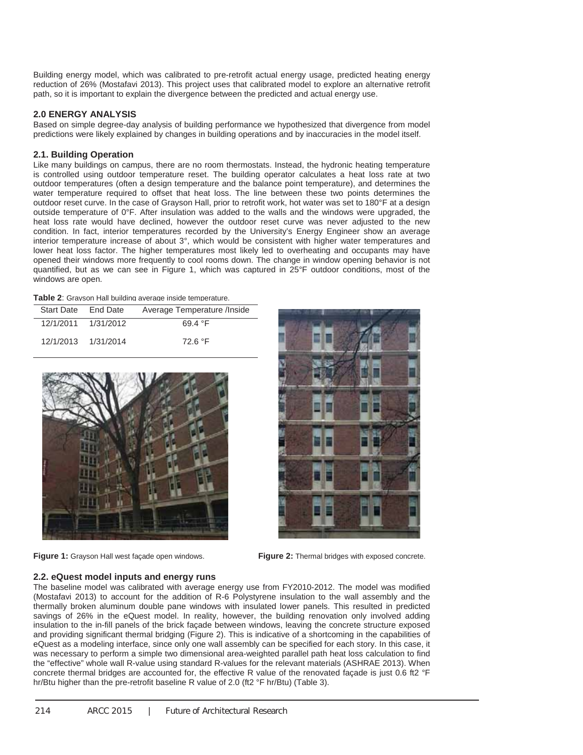Building energy model, which was calibrated to pre-retrofit actual energy usage, predicted heating energy reduction of 26% (Mostafavi 2013). This project uses that calibrated model to explore an alternative retrofit path, so it is important to explain the divergence between the predicted and actual energy use.

## 2.0 ENERGY ANALYSIS

Based on simple degree-day analysis of building performance we hypothesized that divergence from model predictions were likely explained by changes in building operations and by inaccuracies in the model itself.

### 2.1. Building Operation

Like many buildings on campus, there are no room thermostats. Instead, the hydronic heating temperature is controlled using outdoor temperature reset. The building operator calculates a heat loss rate at two outdoor temperatures (often a design temperature and the balance point temperature), and determines the water temperature required to offset that heat loss. The line between these two points determines the outdoor reset curve. In the case of Grayson Hall, prior to retrofit work, hot water was set to 180°F at a design outside temperature of 0°F. After insulation was added to the walls and the windows were upgraded, the heat loss rate would have declined, however the outdoor reset curve was never adjusted to the new condition. In fact, interior temperatures recorded by the University's Energy Engineer show an average interior temperature increase of about 3°, which would be consistent with higher water temperatures and lower heat loss factor. The higher temperatures most likely led to overheating and occupants may have opened their windows more frequently to cool rooms down. The change in window opening behavior is not quantified, but as we can see in Figure 1, which was captured in 25°F outdoor conditions, most of the windows are open.

**Table 2**: Grayson Hall building average inside temperature.

| Start Date | End Date | Average Temperature /Inside |
|---|---|---|
| 12/1/2011 | 1/31/2012 | 69.4 °F |
| 12/1/2013 | 1/31/2014 | 72.6 °F |

**Figure 1:** Grayson Hall west façade open windows.

**Figure 2:** Thermal bridges with exposed concrete.

### 2.2. eQuest model inputs and energy runs

The baseline model was calibrated with average energy use from FY2010-2012. The model was modified (Mostafavi 2013) to account for the addition of R-6 Polystyrene insulation to the wall assembly and the thermally broken aluminum double pane windows with insulated lower panels. This resulted in predicted savings of 26% in the eQuest model. In reality, however, the building renovation only involved adding insulation to the in-fill panels of the brick façade between windows, leaving the concrete structure exposed and providing significant thermal bridging (Figure 2). This is indicative of a shortcoming in the capabilities of eQuest as a modeling interface, since only one wall assembly can be specified for each story. In this case, it was necessary to perform a simple two dimensional area-weighted parallel path heat loss calculation to find the "effective" whole wall R-value using standard R-values for the relevant materials (ASHRAE 2013). When concrete thermal bridges are accounted for, the effective R value of the renovated façade is just 0.6 ft2 °F hr/Btu higher than the pre-retrofit baseline R value of 2.0 (ft2 °F hr/Btu) (Table 3).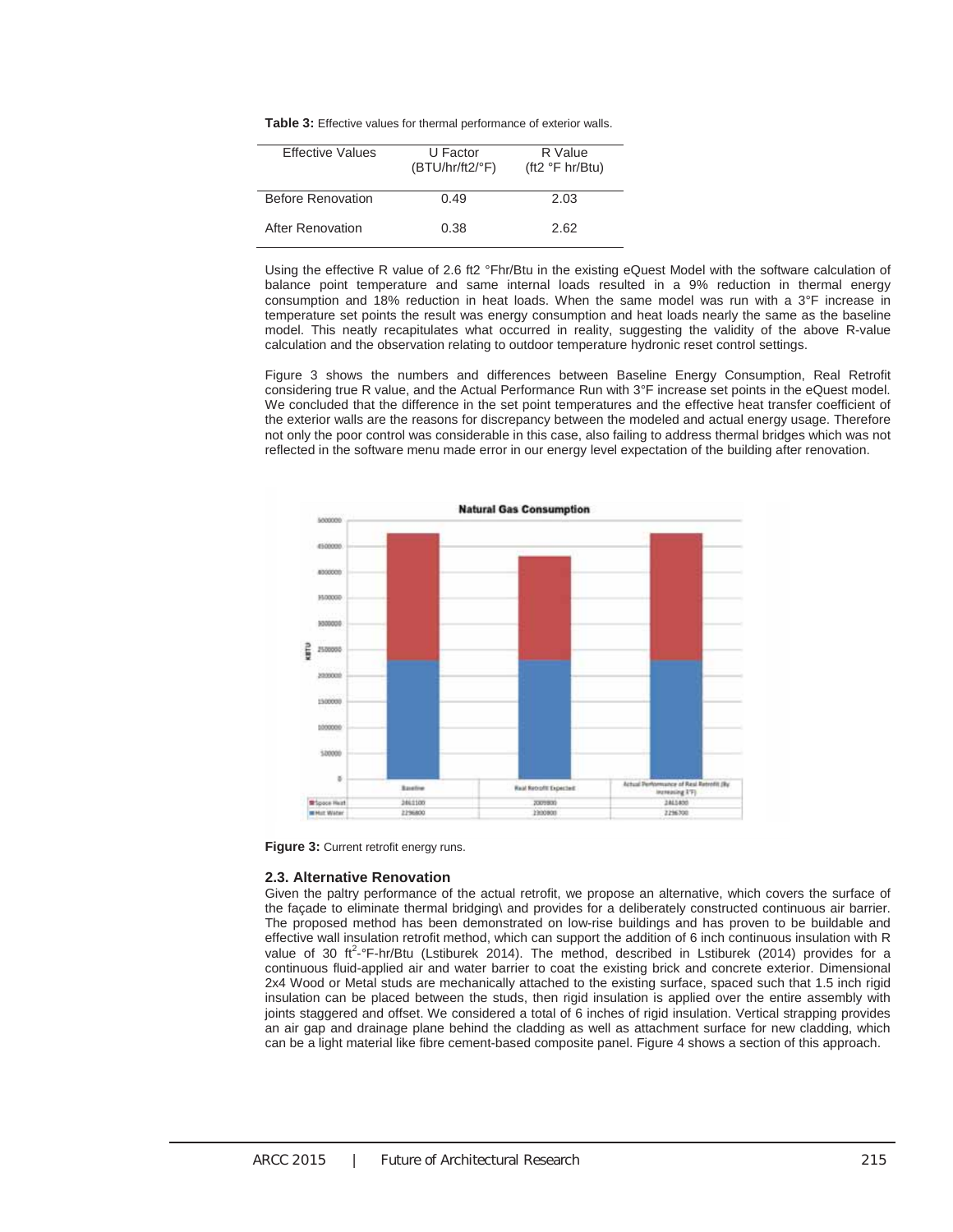**Table 3:** Effective values for thermal performance of exterior walls.

| Effective Values | U Factor (BTU/hr/ft2/°F) | R Value (ft2 °F hr/Btu) |
|---|---|---|
| Before Renovation | 0.49 | 2.03 |
| After Renovation | 0.38 | 2.62 |

Using the effective R value of 2.6 ft2 °Fhr/Btu in the existing eQuest Model with the software calculation of balance point temperature and same internal loads resulted in a 9% reduction in thermal energy consumption and 18% reduction in heat loads. When the same model was run with a 3°F increase in temperature set points the result was energy consumption and heat loads nearly the same as the baseline model. This neatly recapitulates what occurred in reality, suggesting the validity of the above R-value calculation and the observation relating to outdoor temperature hydronic reset control settings.

Figure 3 shows the numbers and differences between Baseline Energy Consumption, Real Retrofit considering true R value, and the Actual Performance Run with 3°F increase set points in the eQuest model. We concluded that the difference in the set point temperatures and the effective heat transfer coefficient of the exterior walls are the reasons for discrepancy between the modeled and actual energy usage. Therefore not only the poor control was considerable in this case, also failing to address thermal bridges which was not reflected in the software menu made error in our energy level expectation of the building after renovation.

**Figure 3:** Current retrofit energy runs.

### 2.3. Alternative Renovation

Given the paltry performance of the actual retrofit, we propose an alternative, which covers the surface of the façade to eliminate thermal bridging\ and provides for a deliberately constructed continuous air barrier. The proposed method has been demonstrated on low-rise buildings and has proven to be buildable and effective wall insulation retrofit method, which can support the addition of 6 inch continuous insulation with R value of 30 $ft^2$-°F-hr/Btu (Lstiburek 2014). The method, described in Lstiburek (2014) provides for a continuous fluid-applied air and water barrier to coat the existing brick and concrete exterior. Dimensional 2x4 Wood or Metal studs are mechanically attached to the existing surface, spaced such that 1.5 inch rigid insulation can be placed between the studs, then rigid insulation is applied over the entire assembly with joints staggered and offset. We considered a total of 6 inches of rigid insulation. Vertical strapping provides an air gap and drainage plane behind the cladding as well as attachment surface for new cladding, which can be a light material like fibre cement-based composite panel. Figure 4 shows a section of this approach.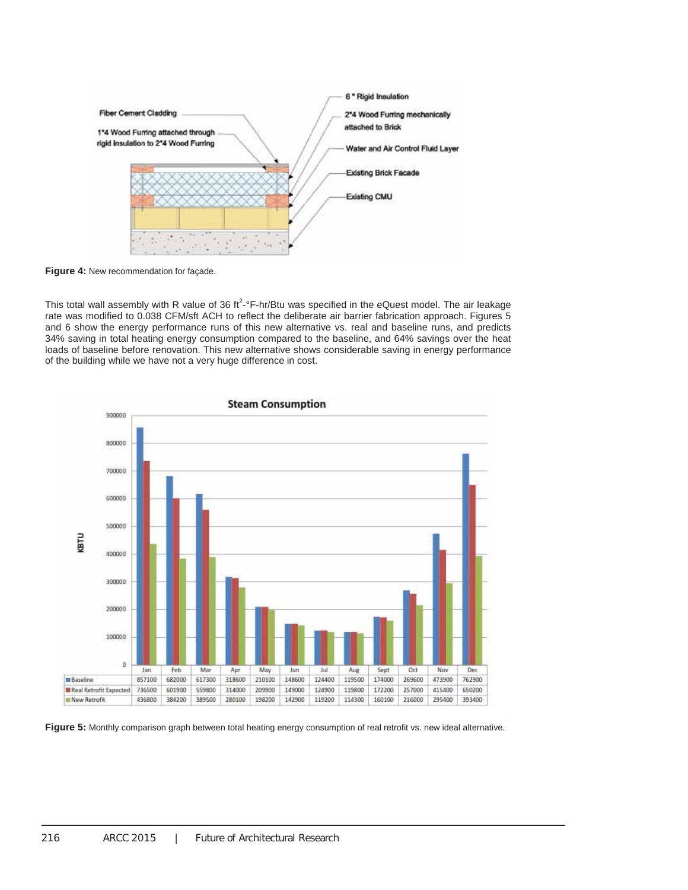Figure 4: New recommendation for façade.

This total wall assembly with R value of 36 $ft^2$-°F-hr/Btu was specified in the eQuest model. The air leakage rate was modified to 0.038 CFM/sft ACH to reflect the deliberate air barrier fabrication approach. Figures 5 and 6 show the energy performance runs of this new alternative vs. real and baseline runs, and predicts 34% saving in total heating energy consumption compared to the baseline, and 64% savings over the heat loads of baseline before renovation. This new alternative shows considerable saving in energy performance of the building while we have not a very huge difference in cost.

| | Jan | Feb | Mar | Apr | May | Jun | Jul | Aug | Sept | Oct | Nov | Dec |
|---|---|---|---|---|---|---|---|---|---|---|---|---|
| Baseline | 857100 | 682000 | 617300 | 318600 | 210100 | 148600 | 124400 | 119500 | 174000 | 269600 | 473900 | 762900 |
| Real Retrofit Expected | 736500 | 601900 | 559800 | 314000 | 209900 | 149000 | 124900 | 119800 | 172200 | 257000 | 415400 | 650200 |
| New Retrofit | 436800 | 384200 | 389500 | 280100 | 198200 | 142900 | 119200 | 114300 | 160100 | 216000 | 295400 | 393400 |

Figure 5: Monthly comparison graph between total heating energy consumption of real retrofit vs. new ideal alternative.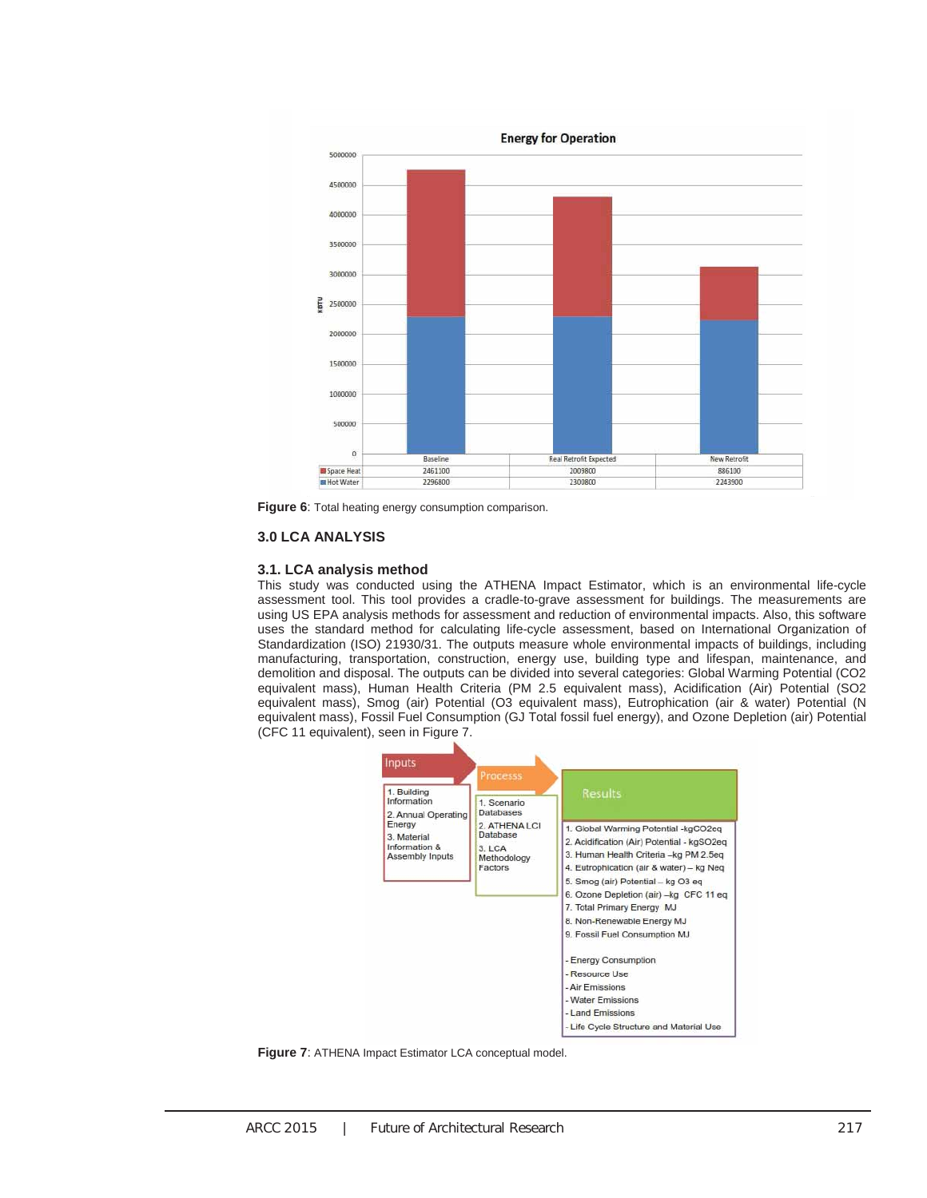Figure 6: Total heating energy consumption comparison.

| | Baseline | Real Retrofit Expected | New Retrofit |
|---|---|---|---|
| Space Heat | 2461100 | 2009800 | 886100 |
| Hot Water | 2296800 | 2300800 | 2243900 |

## 3.0 LCA ANALYSIS

### 3.1. LCA analysis method

This study was conducted using the ATHENA Impact Estimator, which is an environmental life-cycle assessment tool. This tool provides a cradle-to-grave assessment for buildings. The measurements are using US EPA analysis methods for assessment and reduction of environmental impacts. Also, this software uses the standard method for calculating life-cycle assessment, based on International Organization of Standardization (ISO) 21930/31. The outputs measure whole environmental impacts of buildings, including manufacturing, transportation, construction, energy use, building type and lifespan, maintenance, and demolition and disposal. The outputs can be divided into several categories: Global Warming Potential ($CO_2$ equivalent mass), Human Health Criteria (PM 2.5 equivalent mass), Acidification (Air) Potential ($SO_2$ equivalent mass), Smog (air) Potential ($O_3$ equivalent mass), Eutrophication (air & water) Potential (N equivalent mass), Fossil Fuel Consumption (GJ Total fossil fuel energy), and Ozone Depletion (air) Potential (CFC 11 equivalent), seen in Figure 7.

Figure 7: ATHENA Impact Estimator LCA conceptual model.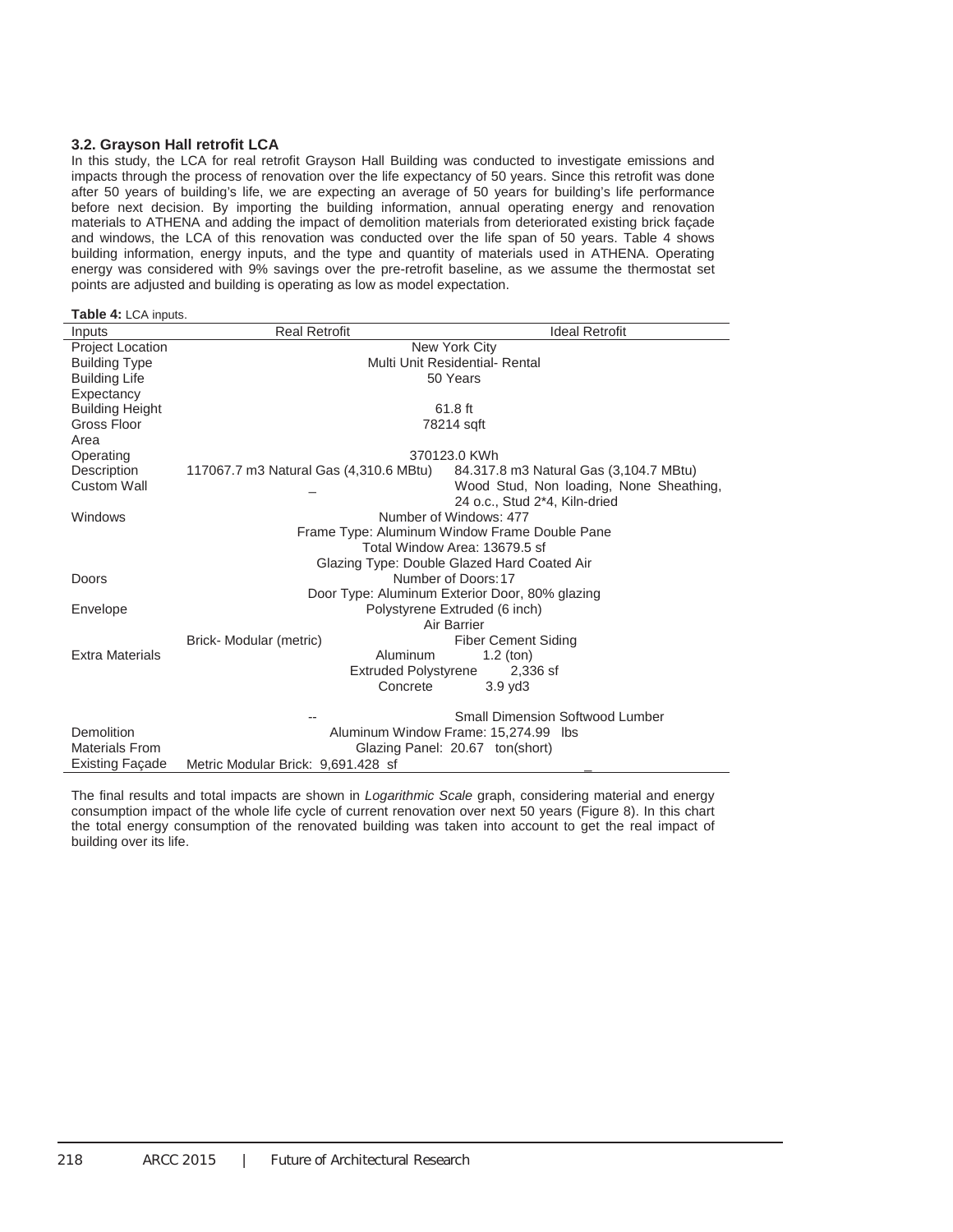### 3.2. Grayson Hall retrofit LCA

In this study, the LCA for real retrofit Grayson Hall Building was conducted to investigate emissions and impacts through the process of renovation over the life expectancy of 50 years. Since this retrofit was done after 50 years of building's life, we are expecting an average of 50 years for building's life performance before next decision. By importing the building information, annual operating energy and renovation materials to ATHENA and adding the impact of demolition materials from deteriorated existing brick façade and windows, the LCA of this renovation was conducted over the life span of 50 years. Table 4 shows building information, energy inputs, and the type and quantity of materials used in ATHENA. Operating energy was considered with 9% savings over the pre-retrofit baseline, as we assume the thermostat set points are adjusted and building is operating as low as model expectation.

**Table 4:** LCA inputs.

| Inputs | Real Retrofit | Ideal Retrofit |
|---|---|---|
| Project Location | New York City | |
| Building Type | Multi Unit Residential- Rental | |
| Building Life Expectancy | 50 Years | |
| Building Height | 61.8 ft | |
| Gross Floor Area | 78214 sqft | |
| Operating Description | 370123.0 KWh | |
| | 117067.7 m3 Natural Gas (4,310.6 MBtu) | 84.317.8 m3 Natural Gas (3,104.7 MBtu) |
| Custom Wall | _ | Wood Stud, Non loading, None Sheathing, 24 o.c., Stud 2*4, Kiln-dried |
| Windows | Number of Windows: 477<br>Frame Type: Aluminum Window Frame Double Pane<br>Total Window Area: 13679.5 sf<br>Glazing Type: Double Glazed Hard Coated Air | |
| Doors | Number of Doors:17<br>Door Type: Aluminum Exterior Door, 80% glazing | |
| Envelope | Polystyrene Extruded (6 inch)<br>Air Barrier | |
| | Brick- Modular (metric) | Fiber Cement Siding |
| Extra Materials | Aluminum 1.2 (ton)<br>Extruded Polystyrene 2,336 sf<br>Concrete 3.9 yd3 | |
| | -- | Small Dimension Softwood Lumber |
| Demolition Materials From Existing Façade | Aluminum Window Frame: 15,274.99 lbs<br>Glazing Panel: 20.67 ton(short) | |
| | Metric Modular Brick: 9,691.428 sf | _ |

The final results and total impacts are shown in *Logarithmic Scale* graph, considering material and energy consumption impact of the whole life cycle of current renovation over next 50 years (Figure 8). In this chart the total energy consumption of the renovated building was taken into account to get the real impact of building over its life.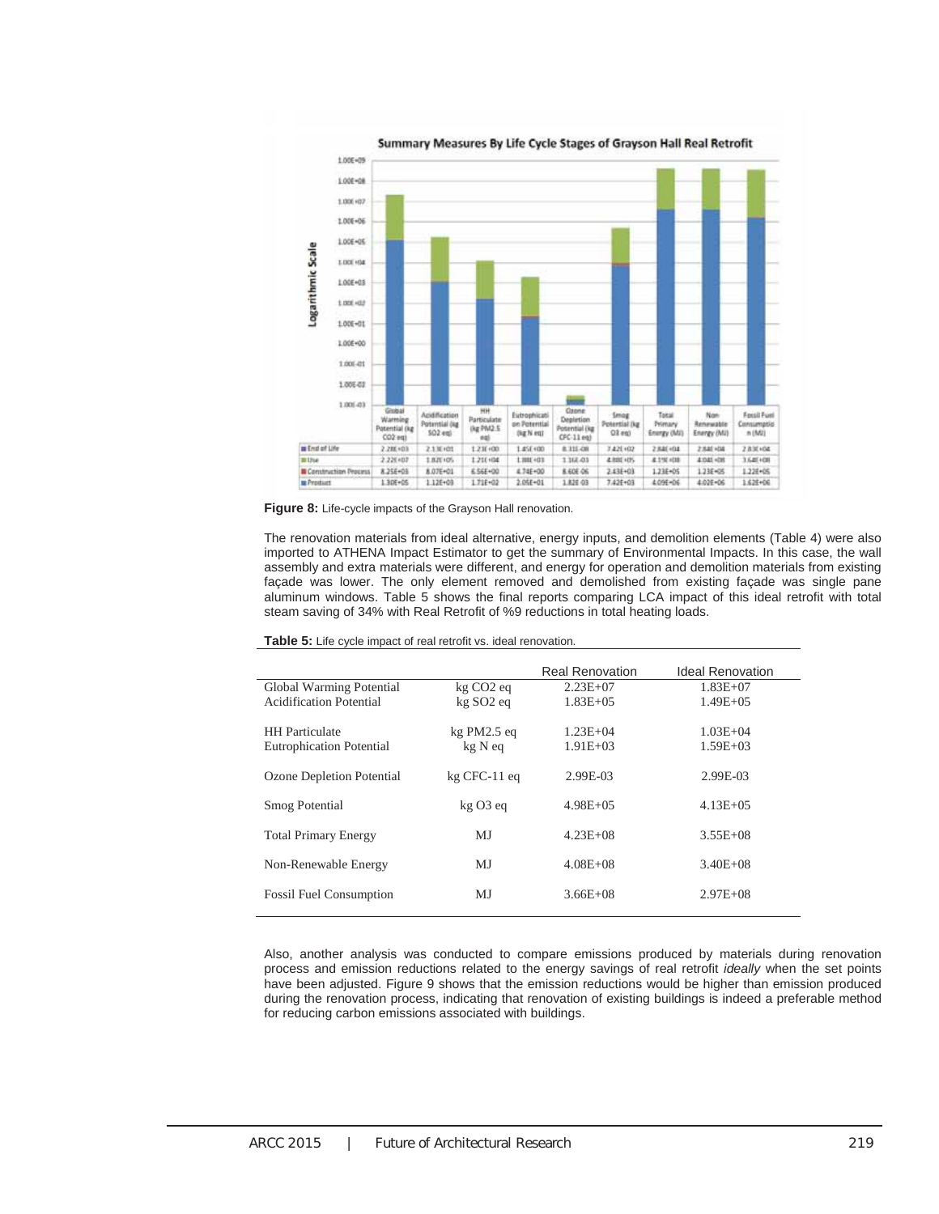**Summary Measures By Life Cycle Stages of Grayson Hall Real Retrofit**

| | Global Warming Potential (kg CO2 eq) | Acidification Potential (kg SO2 eq) | HH Particulate (kg PM2.5 eq) | Eutrophication Potential (kg N eq) | Ozone Depletion Potential (kg CFC-11 eq) | Smog Potential (kg O3 eq) | Total Primary Energy (MJ) | Non-Renewable Energy (MJ) | Fossil Fuel Consumption (MJ) |
|---|---|---|---|---|---|---|---|---|---|
| End of Life | 2.28E+03 | 2.13E+01 | 1.23E+00 | 1.45E+00 | 8.31E-08 | 7.42E+02 | 2.84E+04 | 2.84E+04 | 2.83E+04 |
| Use | 2.22E+07 | 1.82E+05 | 1.21E+04 | 1.88E+03 | 1.16E-03 | 4.88E+05 | 4.19E+08 | 4.04E+08 | 3.64E+08 |
| Construction Process | 8.25E+03 | 8.07E+01 | 6.56E+00 | 4.74E+00 | 8.60E-06 | 2.43E+03 | 1.23E+05 | 1.23E+05 | 1.22E+05 |
| Product | 1.30E+05 | 1.12E+03 | 1.71E+02 | 2.05E+01 | 1.82E-03 | 7.42E+03 | 4.09E+06 | 4.02E+06 | 1.62E+06 |

**Figure 8:** Life-cycle impacts of the Grayson Hall renovation.

The renovation materials from ideal alternative, energy inputs, and demolition elements (Table 4) were also imported to ATHENA Impact Estimator to get the summary of Environmental Impacts. In this case, the wall assembly and extra materials were different, and energy for operation and demolition materials from existing façade was lower. The only element removed and demolished from existing façade was single pane aluminum windows. Table 5 shows the final reports comparing LCA impact of this ideal retrofit with total steam saving of 34% with Real Retrofit of %9 reductions in total heating loads.

**Table 5:** Life cycle impact of real retrofit vs. ideal renovation.

| | | Real Renovation | Ideal Renovation |
|---|---|---|---|
| Global Warming Potential | kg $CO_2$ eq | 2.23E+07 | 1.83E+07 |
| Acidification Potential | kg $SO_2$ eq | 1.83E+05 | 1.49E+05 |
| HH Particulate | kg PM2.5 eq | 1.23E+04 | 1.03E+04 |
| Eutrophication Potential | kg N eq | 1.91E+03 | 1.59E+03 |
| Ozone Depletion Potential | kg CFC-11 eq | 2.99E-03 | 2.99E-03 |
| Smog Potential | kg $O_3$ eq | 4.98E+05 | 4.13E+05 |
| Total Primary Energy | MJ | 4.23E+08 | 3.55E+08 |
| Non-Renewable Energy | MJ | 4.08E+08 | 3.40E+08 |
| Fossil Fuel Consumption | MJ | 3.66E+08 | 2.97E+08 |

Also, another analysis was conducted to compare emissions produced by materials during renovation process and emission reductions related to the energy savings of real retrofit *ideally* when the set points have been adjusted. Figure 9 shows that the emission reductions would be higher than emission produced during the renovation process, indicating that renovation of existing buildings is indeed a preferable method for reducing carbon emissions associated with buildings.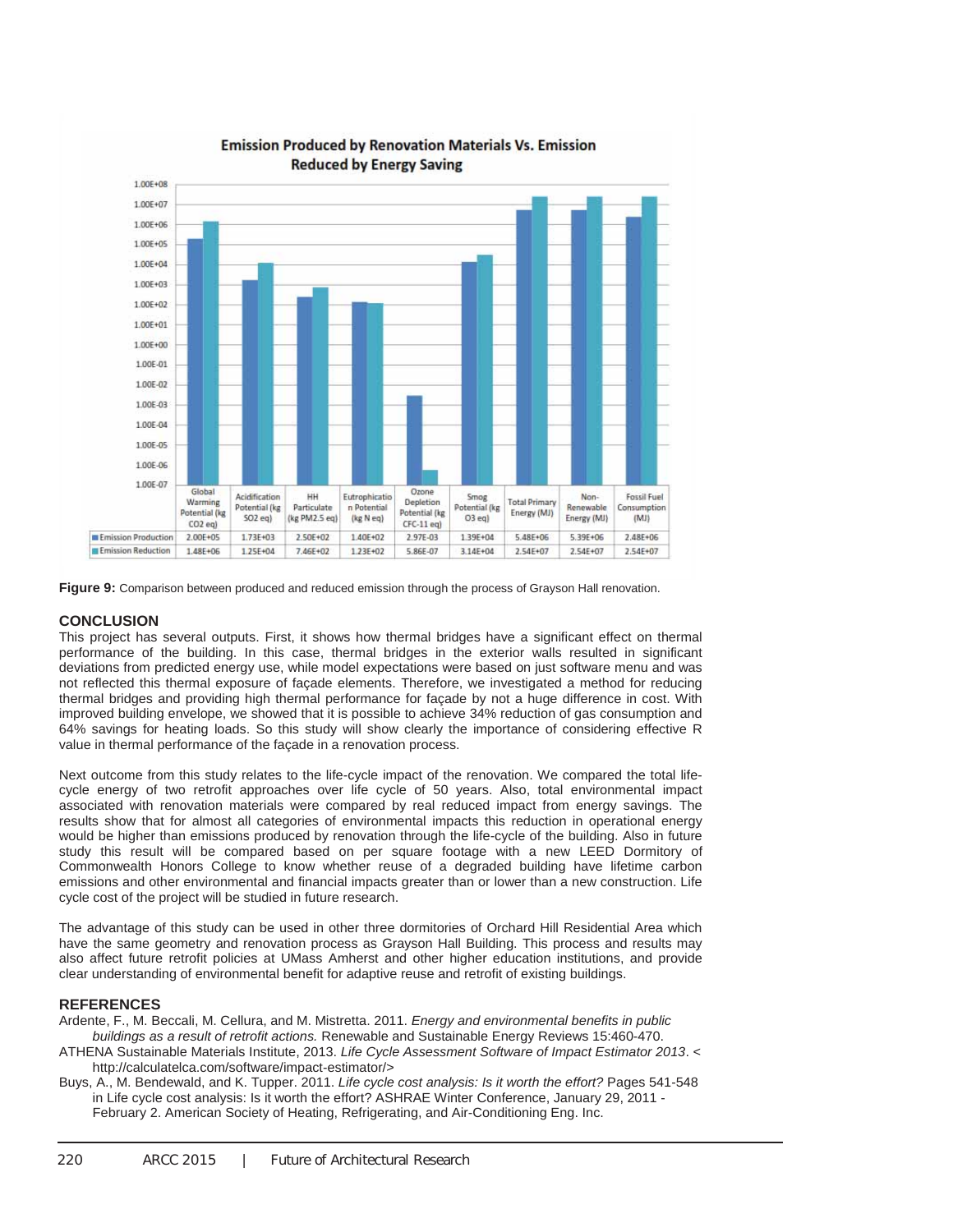**Emission Produced by Renovation Materials Vs. Emission Reduced by Energy Saving**

| | Global Warming Potential (kg CO2 eq) | Acidification Potential (kg SO2 eq) | HH Particulate (kg PM2.5 eq) | Eutrophication Potential (kg N eq) | Ozone Depletion Potential (kg CFC-11 eq) | Smog Potential (kg O3 eq) | Total Primary Energy (MJ) | Non-Renewable Energy (MJ) | Fossil Fuel Consumption (MJ) |
|---|---|---|---|---|---|---|---|---|---|
| Emission Production | 2.00E+05 | 1.73E+03 | 2.50E+02 | 1.40E+02 | 2.97E-03 | 1.39E+04 | 5.48E+06 | 5.39E+06 | 2.48E+06 |
| Emission Reduction | 1.48E+06 | 1.25E+04 | 7.46E+02 | 1.23E+02 | 5.86E-07 | 3.14E+04 | 2.54E+07 | 2.54E+07 | 2.54E+07 |

**Figure 9:** Comparison between produced and reduced emission through the process of Grayson Hall renovation.

## CONCLUSION

This project has several outputs. First, it shows how thermal bridges have a significant effect on thermal performance of the building. In this case, thermal bridges in the exterior walls resulted in significant deviations from predicted energy use, while model expectations were based on just software menu and was not reflected this thermal exposure of façade elements. Therefore, we investigated a method for reducing thermal bridges and providing high thermal performance for façade by not a huge difference in cost. With improved building envelope, we showed that it is possible to achieve 34% reduction of gas consumption and 64% savings for heating loads. So this study will show clearly the importance of considering effective R value in thermal performance of the façade in a renovation process.

Next outcome from this study relates to the life-cycle impact of the renovation. We compared the total life-cycle energy of two retrofit approaches over life cycle of 50 years. Also, total environmental impact associated with renovation materials were compared by real reduced impact from energy savings. The results show that for almost all categories of environmental impacts this reduction in operational energy would be higher than emissions produced by renovation through the life-cycle of the building. Also in future study this result will be compared based on per square footage with a new LEED Dormitory of Commonwealth Honors College to know whether reuse of a degraded building have lifetime carbon emissions and other environmental and financial impacts greater than or lower than a new construction. Life cycle cost of the project will be studied in future research.

The advantage of this study can be used in other three dormitories of Orchard Hill Residential Area which have the same geometry and renovation process as Grayson Hall Building. This process and results may also affect future retrofit policies at UMass Amherst and other higher education institutions, and provide clear understanding of environmental benefit for adaptive reuse and retrofit of existing buildings.

## REFERENCES

Ardente, F., M. Beccali, M. Cellura, and M. Mistretta. 2011. *Energy and environmental benefits in public buildings as a result of retrofit actions.* Renewable and Sustainable Energy Reviews 15:460-470.

ATHENA Sustainable Materials Institute, 2013. *Life Cycle Assessment Software of Impact Estimator 2013*. < http://calculatelca.com/software/impact-estimator/>

Buys, A., M. Bendewald, and K. Tupper. 2011. *Life cycle cost analysis: Is it worth the effort?* Pages 541-548 in Life cycle cost analysis: Is it worth the effort? ASHRAE Winter Conference, January 29, 2011 - February 2. American Society of Heating, Refrigerating, and Air-Conditioning Eng. Inc.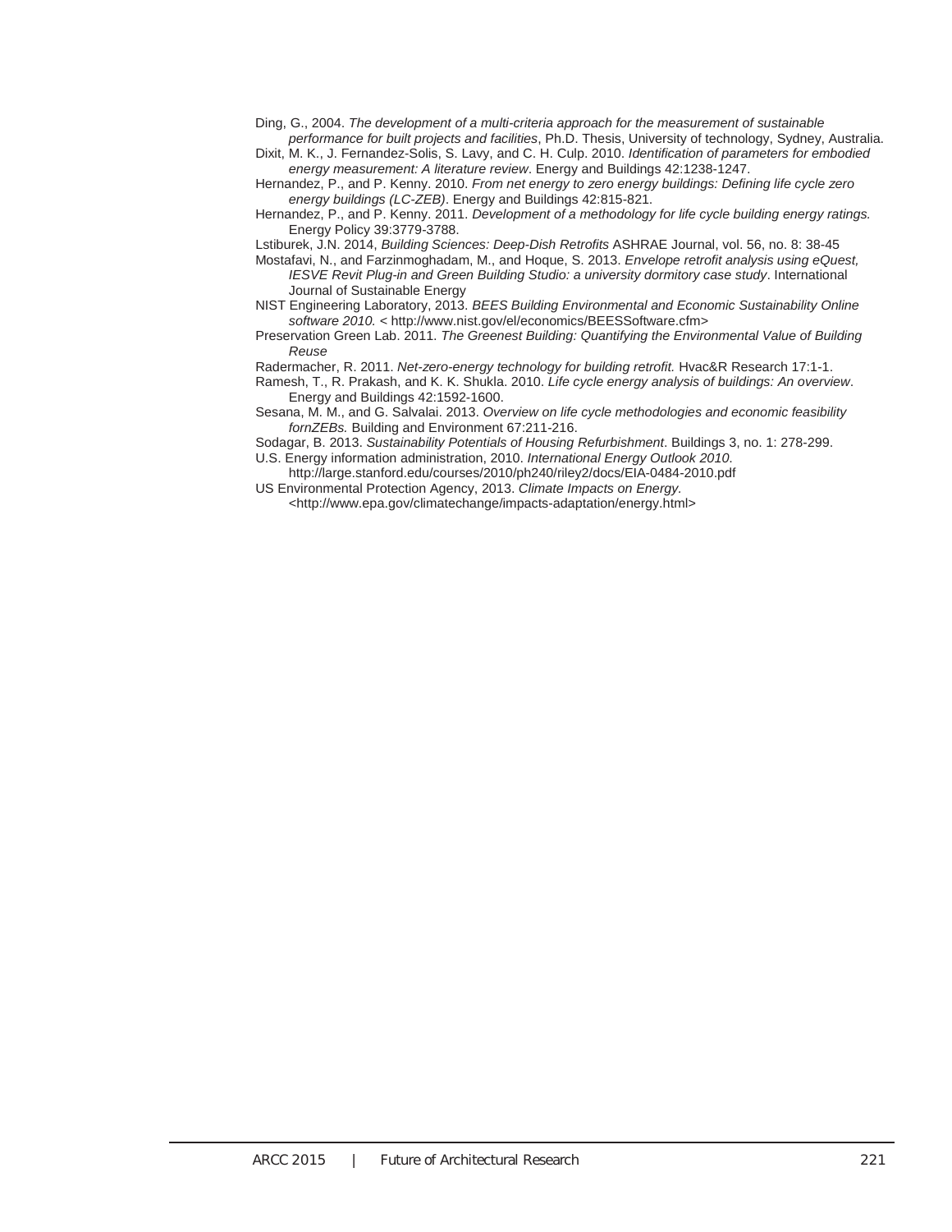Ding, G., 2004. *The development of a multi-criteria approach for the measurement of sustainable performance for built projects and facilities*, Ph.D. Thesis, University of technology, Sydney, Australia.

Dixit, M. K., J. Fernandez-Solis, S. Lavy, and C. H. Culp. 2010. *Identification of parameters for embodied energy measurement: A literature review*. Energy and Buildings 42:1238-1247.

Hernandez, P., and P. Kenny. 2010. *From net energy to zero energy buildings: Defining life cycle zero energy buildings (LC-ZEB)*. Energy and Buildings 42:815-821.

Hernandez, P., and P. Kenny. 2011. *Development of a methodology for life cycle building energy ratings.* Energy Policy 39:3779-3788.

Lstiburek, J.N. 2014, *Building Sciences: Deep-Dish Retrofits* ASHRAE Journal, vol. 56, no. 8: 38-45

Mostafavi, N., and Farzinmoghadam, M., and Hoque, S. 2013. *Envelope retrofit analysis using eQuest, IESVE Revit Plug-in and Green Building Studio: a university dormitory case study*. International Journal of Sustainable Energy

NIST Engineering Laboratory, 2013. *BEES Building Environmental and Economic Sustainability Online software 2010.* < http://www.nist.gov/el/economics/BEESSoftware.cfm>

Preservation Green Lab. 2011. *The Greenest Building: Quantifying the Environmental Value of Building Reuse*

Radermacher, R. 2011. *Net-zero-energy technology for building retrofit.* Hvac&R Research 17:1-1.

Ramesh, T., R. Prakash, and K. K. Shukla. 2010. *Life cycle energy analysis of buildings: An overview*. Energy and Buildings 42:1592-1600.

Sesana, M. M., and G. Salvalai. 2013. *Overview on life cycle methodologies and economic feasibility fornZEBs.* Building and Environment 67:211-216.

Sodagar, B. 2013. *Sustainability Potentials of Housing Refurbishment*. Buildings 3, no. 1: 278-299.

U.S. Energy information administration, 2010. *International Energy Outlook 2010*. http://large.stanford.edu/courses/2010/ph240/riley2/docs/EIA-0484-2010.pdf

US Environmental Protection Agency, 2013. *Climate Impacts on Energy.* <http://www.epa.gov/climatechange/impacts-adaptation/energy.html>